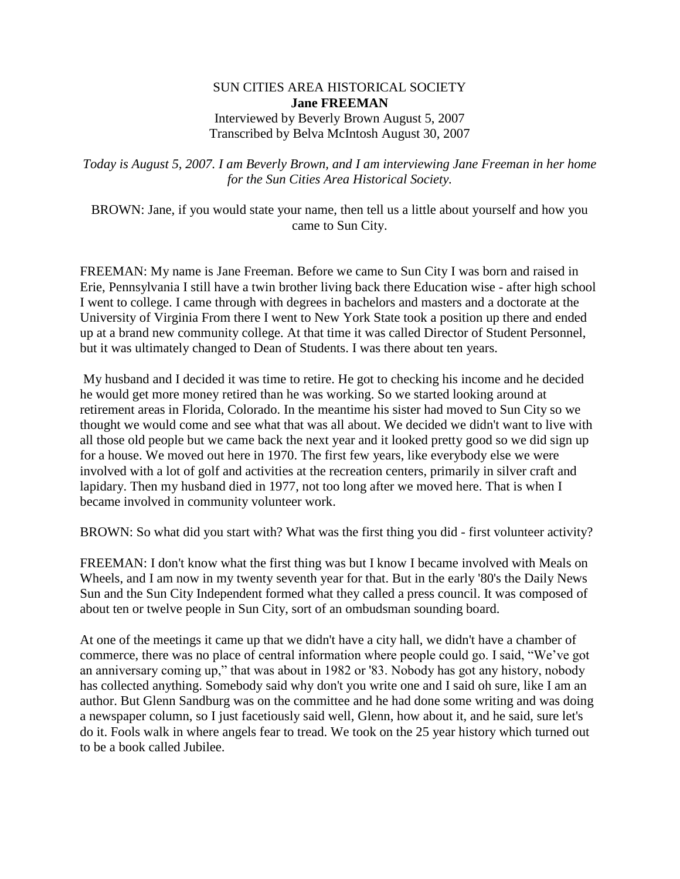SUN CITIES AREA HISTORICAL SOCIETY

**Jane FREEMAN**

Interviewed by Beverly Brown August 5, 2007

Transcribed by Belva McIntosh August 30, 2007

*Today is August 5, 2007. I am Beverly Brown, and I am interviewing Jane Freeman in her home for the Sun Cities Area Historical Society.*

BROWN: Jane, if you would state your name, then tell us a little about yourself and how you came to Sun City.

FREEMAN: My name is Jane Freeman. Before we came to Sun City I was born and raised in Erie, Pennsylvania I still have a twin brother living back there Education wise - after high school I went to college. I came through with degrees in bachelors and masters and a doctorate at the University of Virginia From there I went to New York State took a position up there and ended up at a brand new community college. At that time it was called Director of Student Personnel, but it was ultimately changed to Dean of Students. I was there about ten years.

My husband and I decided it was time to retire. He got to checking his income and he decided he would get more money retired than he was working. So we started looking around at retirement areas in Florida, Colorado. In the meantime his sister had moved to Sun City so we thought we would come and see what that was all about. We decided we didn't want to live with all those old people but we came back the next year and it looked pretty good so we did sign up for a house. We moved out here in 1970. The first few years, like everybody else we were involved with a lot of golf and activities at the recreation centers, primarily in silver craft and lapidary. Then my husband died in 1977, not too long after we moved here. That is when I became involved in community volunteer work.

BROWN: So what did you start with? What was the first thing you did - first volunteer activity?

FREEMAN: I don't know what the first thing was but I know I became involved with Meals on Wheels, and I am now in my twenty seventh year for that. But in the early '80's the Daily News Sun and the Sun City Independent formed what they called a press council. It was composed of about ten or twelve people in Sun City, sort of an ombudsman sounding board.

At one of the meetings it came up that we didn't have a city hall, we didn't have a chamber of commerce, there was no place of central information where people could go. I said, "We've got an anniversary coming up," that was about in 1982 or '83. Nobody has got any history, nobody has collected anything. Somebody said why don't you write one and I said oh sure, like I am an author. But Glenn Sandburg was on the committee and he had done some writing and was doing a newspaper column, so I just facetiously said well, Glenn, how about it, and he said, sure let's do it. Fools walk in where angels fear to tread. We took on the 25 year history which turned out to be a book called Jubilee.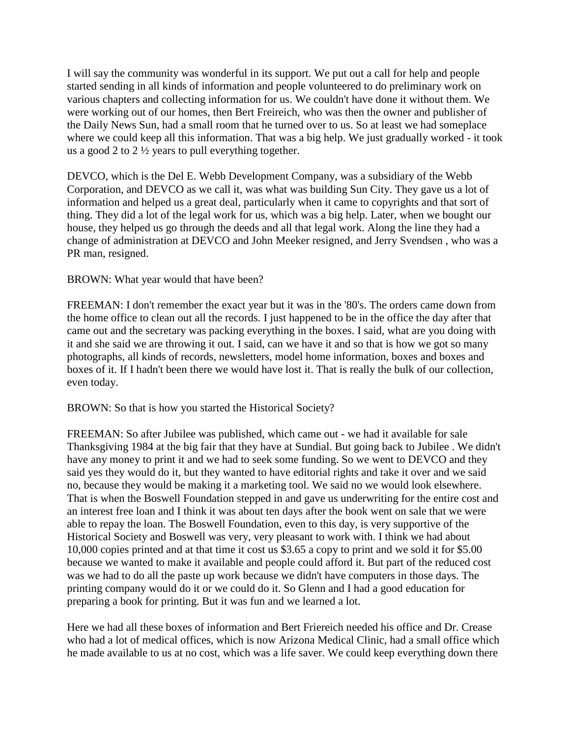I will say the community was wonderful in its support. We put out a call for help and people started sending in all kinds of information and people volunteered to do preliminary work on various chapters and collecting information for us. We couldn't have done it without them. We were working out of our homes, then Bert Freireich, who was then the owner and publisher of the Daily News Sun, had a small room that he turned over to us. So at least we had someplace where we could keep all this information. That was a big help. We just gradually worked - it took us a good 2 to 2 ½ years to pull everything together.

DEVCO, which is the Del E. Webb Development Company, was a subsidiary of the Webb Corporation, and DEVCO as we call it, was what was building Sun City. They gave us a lot of information and helped us a great deal, particularly when it came to copyrights and that sort of thing. They did a lot of the legal work for us, which was a big help. Later, when we bought our house, they helped us go through the deeds and all that legal work. Along the line they had a change of administration at DEVCO and John Meeker resigned, and Jerry Svendsen , who was a PR man, resigned.

BROWN: What year would that have been?

FREEMAN: I don't remember the exact year but it was in the '80's. The orders came down from the home office to clean out all the records. I just happened to be in the office the day after that came out and the secretary was packing everything in the boxes. I said, what are you doing with it and she said we are throwing it out. I said, can we have it and so that is how we got so many photographs, all kinds of records, newsletters, model home information, boxes and boxes and boxes of it. If I hadn't been there we would have lost it. That is really the bulk of our collection, even today.

BROWN: So that is how you started the Historical Society?

FREEMAN: So after Jubilee was published, which came out - we had it available for sale Thanksgiving 1984 at the big fair that they have at Sundial. But going back to Jubilee . We didn't have any money to print it and we had to seek some funding. So we went to DEVCO and they said yes they would do it, but they wanted to have editorial rights and take it over and we said no, because they would be making it a marketing tool. We said no we would look elsewhere. That is when the Boswell Foundation stepped in and gave us underwriting for the entire cost and an interest free loan and I think it was about ten days after the book went on sale that we were able to repay the loan. The Boswell Foundation, even to this day, is very supportive of the Historical Society and Boswell was very, very pleasant to work with. I think we had about 10,000 copies printed and at that time it cost us $3.65 a copy to print and we sold it for $5.00 because we wanted to make it available and people could afford it. But part of the reduced cost was we had to do all the paste up work because we didn't have computers in those days. The printing company would do it or we could do it. So Glenn and I had a good education for preparing a book for printing. But it was fun and we learned a lot.

Here we had all these boxes of information and Bert Friereich needed his office and Dr. Crease who had a lot of medical offices, which is now Arizona Medical Clinic, had a small office which he made available to us at no cost, which was a life saver. We could keep everything down there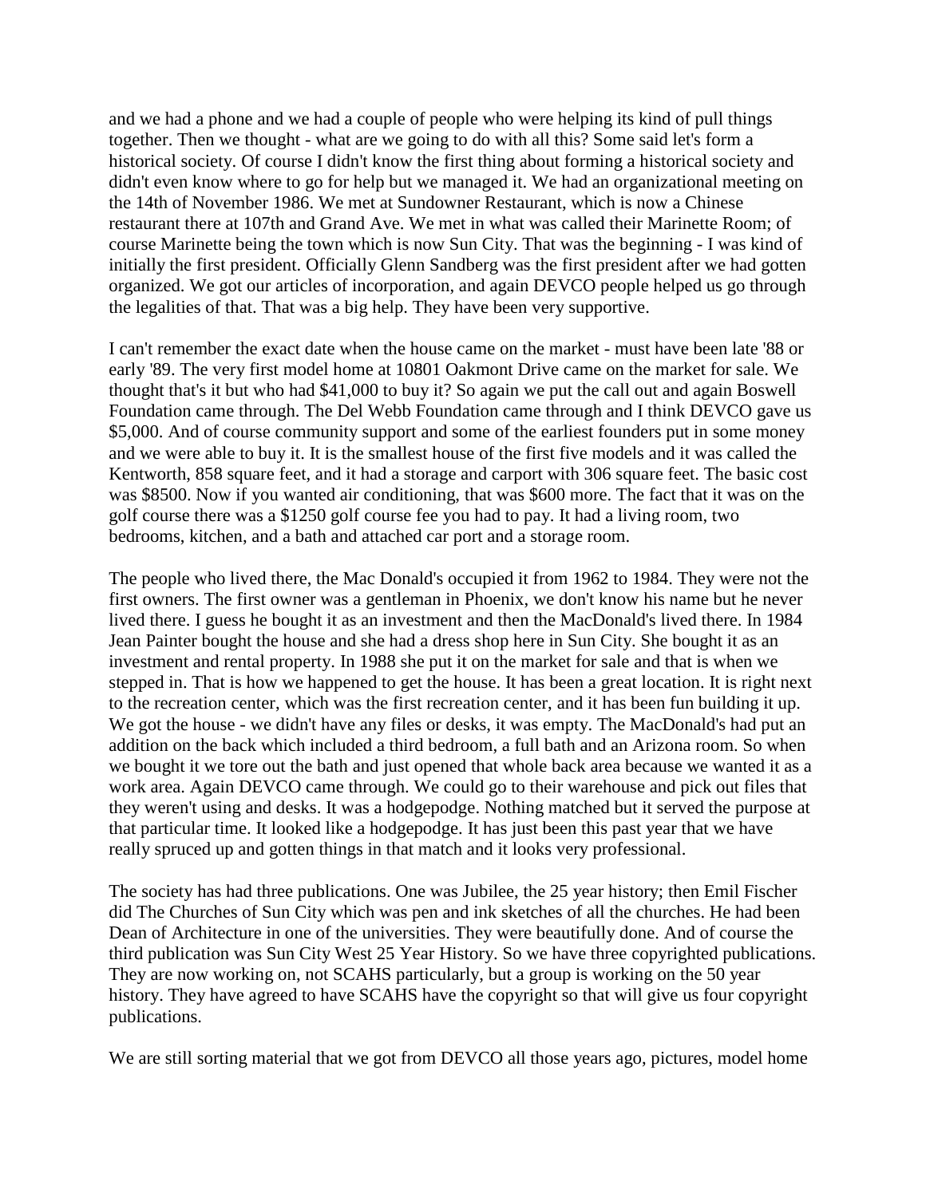and we had a phone and we had a couple of people who were helping its kind of pull things together. Then we thought - what are we going to do with all this? Some said let's form a historical society. Of course I didn't know the first thing about forming a historical society and didn't even know where to go for help but we managed it. We had an organizational meeting on the 14th of November 1986. We met at Sundowner Restaurant, which is now a Chinese restaurant there at 107th and Grand Ave. We met in what was called their Marinette Room; of course Marinette being the town which is now Sun City. That was the beginning - I was kind of initially the first president. Officially Glenn Sandberg was the first president after we had gotten organized. We got our articles of incorporation, and again DEVCO people helped us go through the legalities of that. That was a big help. They have been very supportive.

I can't remember the exact date when the house came on the market - must have been late '88 or early '89. The very first model home at 10801 Oakmont Drive came on the market for sale. We thought that's it but who had $41,000 to buy it? So again we put the call out and again Boswell Foundation came through. The Del Webb Foundation came through and I think DEVCO gave us $5,000. And of course community support and some of the earliest founders put in some money and we were able to buy it. It is the smallest house of the first five models and it was called the Kentworth, 858 square feet, and it had a storage and carport with 306 square feet. The basic cost was $8500. Now if you wanted air conditioning, that was $600 more. The fact that it was on the golf course there was a $1250 golf course fee you had to pay. It had a living room, two bedrooms, kitchen, and a bath and attached car port and a storage room.

The people who lived there, the Mac Donald's occupied it from 1962 to 1984. They were not the first owners. The first owner was a gentleman in Phoenix, we don't know his name but he never lived there. I guess he bought it as an investment and then the MacDonald's lived there. In 1984 Jean Painter bought the house and she had a dress shop here in Sun City. She bought it as an investment and rental property. In 1988 she put it on the market for sale and that is when we stepped in. That is how we happened to get the house. It has been a great location. It is right next to the recreation center, which was the first recreation center, and it has been fun building it up. We got the house - we didn't have any files or desks, it was empty. The MacDonald's had put an addition on the back which included a third bedroom, a full bath and an Arizona room. So when we bought it we tore out the bath and just opened that whole back area because we wanted it as a work area. Again DEVCO came through. We could go to their warehouse and pick out files that they weren't using and desks. It was a hodgepodge. Nothing matched but it served the purpose at that particular time. It looked like a hodgepodge. It has just been this past year that we have really spruced up and gotten things in that match and it looks very professional.

The society has had three publications. One was Jubilee, the 25 year history; then Emil Fischer did The Churches of Sun City which was pen and ink sketches of all the churches. He had been Dean of Architecture in one of the universities. They were beautifully done. And of course the third publication was Sun City West 25 Year History. So we have three copyrighted publications. They are now working on, not SCAHS particularly, but a group is working on the 50 year history. They have agreed to have SCAHS have the copyright so that will give us four copyright publications.

We are still sorting material that we got from DEVCO all those years ago, pictures, model home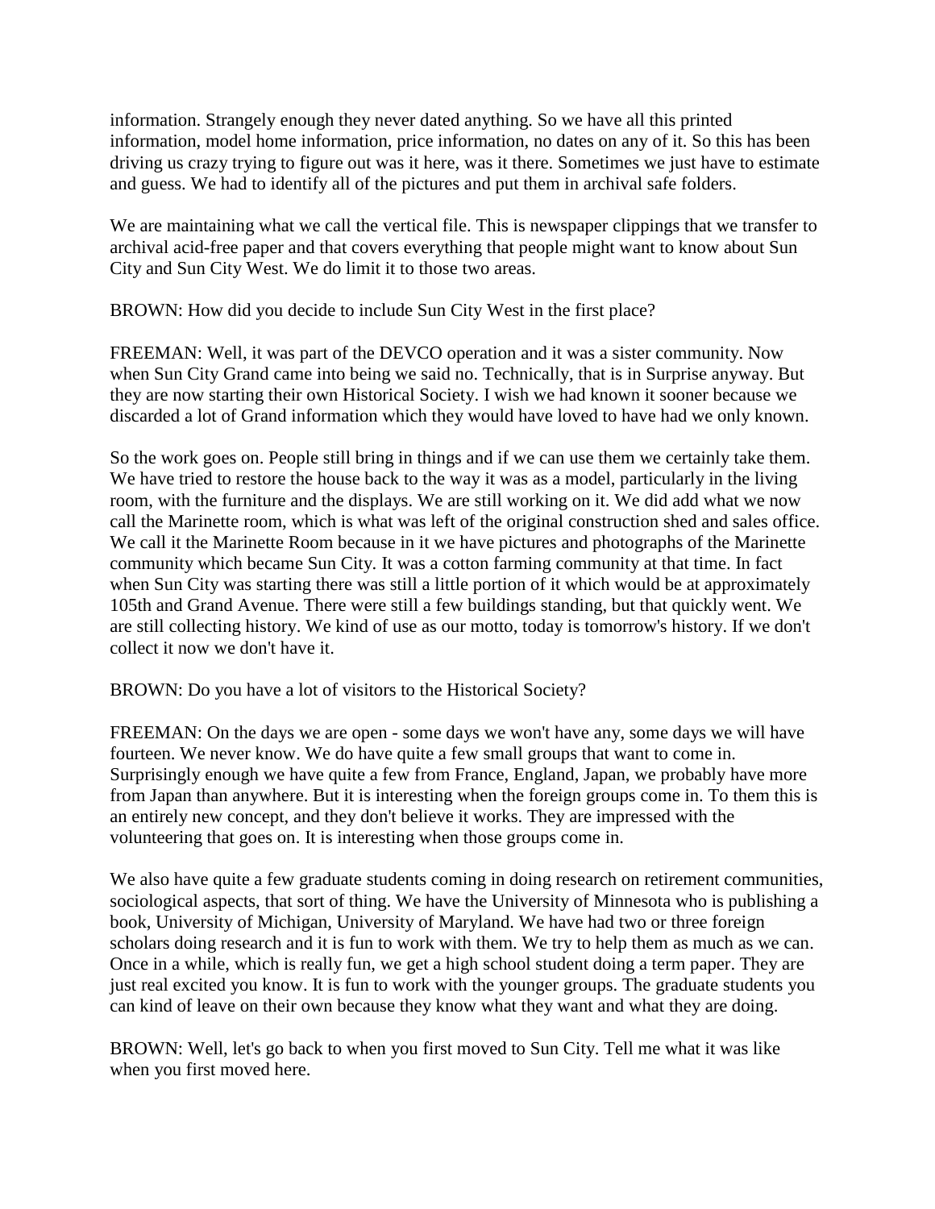information. Strangely enough they never dated anything. So we have all this printed information, model home information, price information, no dates on any of it. So this has been driving us crazy trying to figure out was it here, was it there. Sometimes we just have to estimate and guess. We had to identify all of the pictures and put them in archival safe folders.

We are maintaining what we call the vertical file. This is newspaper clippings that we transfer to archival acid-free paper and that covers everything that people might want to know about Sun City and Sun City West. We do limit it to those two areas.

BROWN: How did you decide to include Sun City West in the first place?

FREEMAN: Well, it was part of the DEVCO operation and it was a sister community. Now when Sun City Grand came into being we said no. Technically, that is in Surprise anyway. But they are now starting their own Historical Society. I wish we had known it sooner because we discarded a lot of Grand information which they would have loved to have had we only known.

So the work goes on. People still bring in things and if we can use them we certainly take them. We have tried to restore the house back to the way it was as a model, particularly in the living room, with the furniture and the displays. We are still working on it. We did add what we now call the Marinette room, which is what was left of the original construction shed and sales office. We call it the Marinette Room because in it we have pictures and photographs of the Marinette community which became Sun City. It was a cotton farming community at that time. In fact when Sun City was starting there was still a little portion of it which would be at approximately 105th and Grand Avenue. There were still a few buildings standing, but that quickly went. We are still collecting history. We kind of use as our motto, today is tomorrow's history. If we don't collect it now we don't have it.

BROWN: Do you have a lot of visitors to the Historical Society?

FREEMAN: On the days we are open - some days we won't have any, some days we will have fourteen. We never know. We do have quite a few small groups that want to come in. Surprisingly enough we have quite a few from France, England, Japan, we probably have more from Japan than anywhere. But it is interesting when the foreign groups come in. To them this is an entirely new concept, and they don't believe it works. They are impressed with the volunteering that goes on. It is interesting when those groups come in.

We also have quite a few graduate students coming in doing research on retirement communities, sociological aspects, that sort of thing. We have the University of Minnesota who is publishing a book, University of Michigan, University of Maryland. We have had two or three foreign scholars doing research and it is fun to work with them. We try to help them as much as we can. Once in a while, which is really fun, we get a high school student doing a term paper. They are just real excited you know. It is fun to work with the younger groups. The graduate students you can kind of leave on their own because they know what they want and what they are doing.

BROWN: Well, let's go back to when you first moved to Sun City. Tell me what it was like when you first moved here.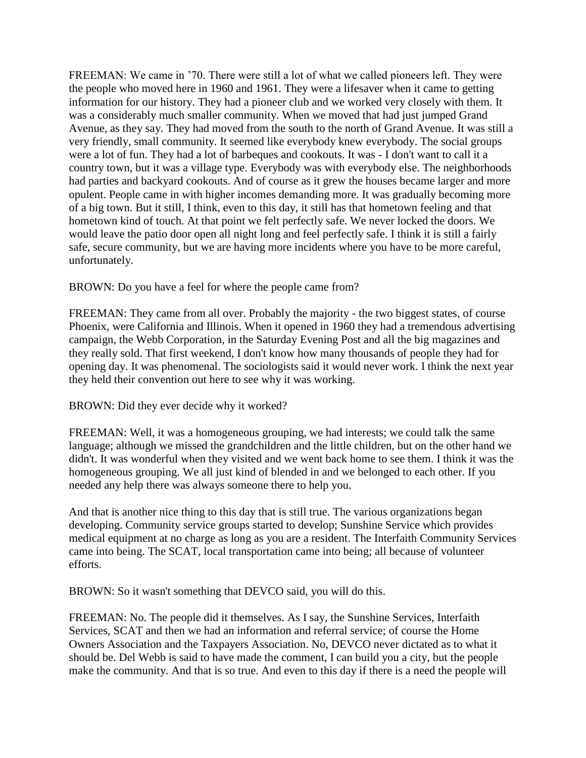FREEMAN: We came in ’70. There were still a lot of what we called pioneers left. They were the people who moved here in 1960 and 1961. They were a lifesaver when it came to getting information for our history. They had a pioneer club and we worked very closely with them. It was a considerably much smaller community. When we moved that had just jumped Grand Avenue, as they say. They had moved from the south to the north of Grand Avenue. It was still a very friendly, small community. It seemed like everybody knew everybody. The social groups were a lot of fun. They had a lot of barbeques and cookouts. It was - I don't want to call it a country town, but it was a village type. Everybody was with everybody else. The neighborhoods had parties and backyard cookouts. And of course as it grew the houses became larger and more opulent. People came in with higher incomes demanding more. It was gradually becoming more of a big town. But it still, I think, even to this day, it still has that hometown feeling and that hometown kind of touch. At that point we felt perfectly safe. We never locked the doors. We would leave the patio door open all night long and feel perfectly safe. I think it is still a fairly safe, secure community, but we are having more incidents where you have to be more careful, unfortunately.

BROWN: Do you have a feel for where the people came from?

FREEMAN: They came from all over. Probably the majority - the two biggest states, of course Phoenix, were California and Illinois. When it opened in 1960 they had a tremendous advertising campaign, the Webb Corporation, in the Saturday Evening Post and all the big magazines and they really sold. That first weekend, I don't know how many thousands of people they had for opening day. It was phenomenal. The sociologists said it would never work. I think the next year they held their convention out here to see why it was working.

BROWN: Did they ever decide why it worked?

FREEMAN: Well, it was a homogeneous grouping, we had interests; we could talk the same language; although we missed the grandchildren and the little children, but on the other hand we didn't. It was wonderful when they visited and we went back home to see them. I think it was the homogeneous grouping. We all just kind of blended in and we belonged to each other. If you needed any help there was always someone there to help you.

And that is another nice thing to this day that is still true. The various organizations began developing. Community service groups started to develop; Sunshine Service which provides medical equipment at no charge as long as you are a resident. The Interfaith Community Services came into being. The SCAT, local transportation came into being; all because of volunteer efforts.

BROWN: So it wasn't something that DEVCO said, you will do this.

FREEMAN: No. The people did it themselves. As I say, the Sunshine Services, Interfaith Services, SCAT and then we had an information and referral service; of course the Home Owners Association and the Taxpayers Association. No, DEVCO never dictated as to what it should be. Del Webb is said to have made the comment, I can build you a city, but the people make the community. And that is so true. And even to this day if there is a need the people will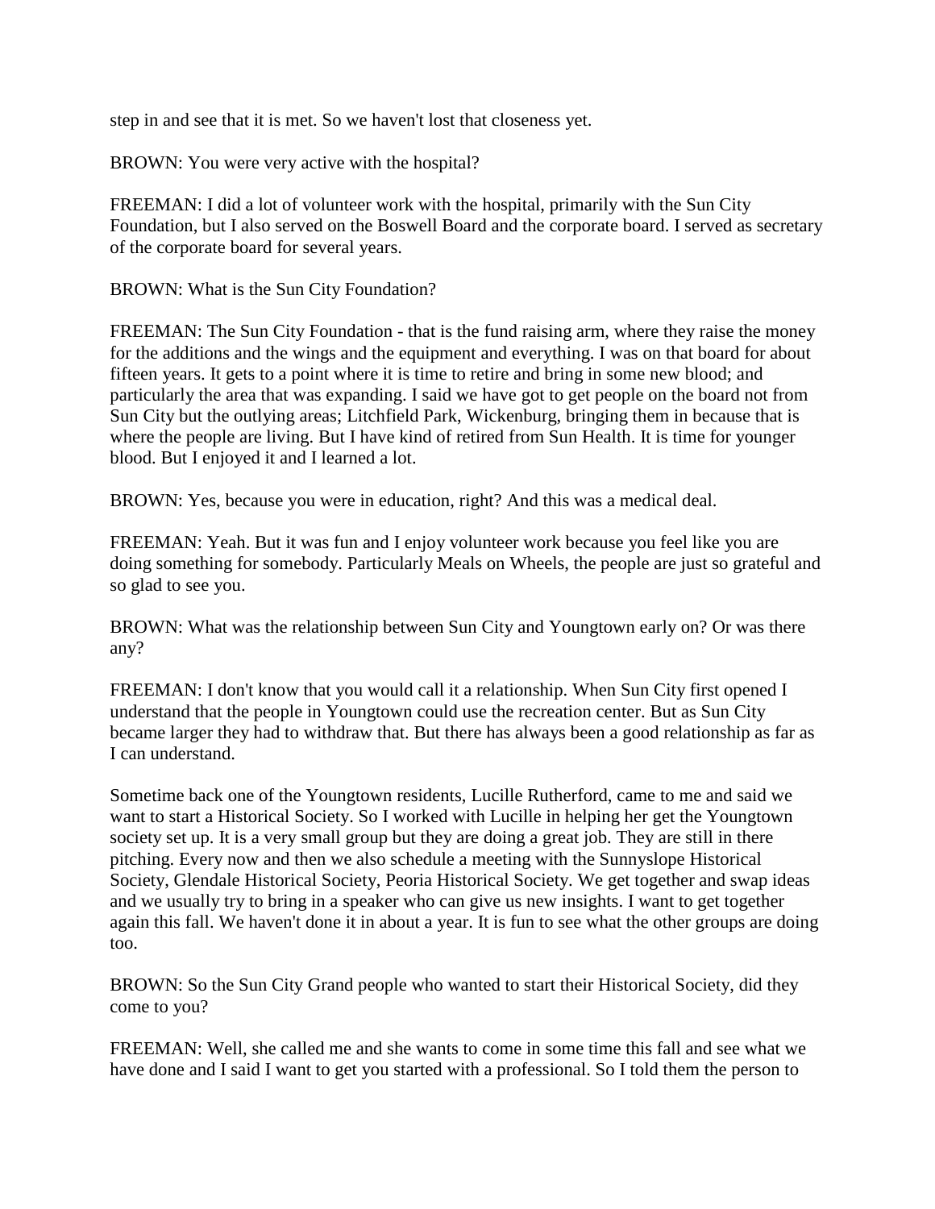step in and see that it is met. So we haven't lost that closeness yet.

BROWN: You were very active with the hospital?

FREEMAN: I did a lot of volunteer work with the hospital, primarily with the Sun City Foundation, but I also served on the Boswell Board and the corporate board. I served as secretary of the corporate board for several years.

BROWN: What is the Sun City Foundation?

FREEMAN: The Sun City Foundation - that is the fund raising arm, where they raise the money for the additions and the wings and the equipment and everything. I was on that board for about fifteen years. It gets to a point where it is time to retire and bring in some new blood; and particularly the area that was expanding. I said we have got to get people on the board not from Sun City but the outlying areas; Litchfield Park, Wickenburg, bringing them in because that is where the people are living. But I have kind of retired from Sun Health. It is time for younger blood. But I enjoyed it and I learned a lot.

BROWN: Yes, because you were in education, right? And this was a medical deal.

FREEMAN: Yeah. But it was fun and I enjoy volunteer work because you feel like you are doing something for somebody. Particularly Meals on Wheels, the people are just so grateful and so glad to see you.

BROWN: What was the relationship between Sun City and Youngtown early on? Or was there any?

FREEMAN: I don't know that you would call it a relationship. When Sun City first opened I understand that the people in Youngtown could use the recreation center. But as Sun City became larger they had to withdraw that. But there has always been a good relationship as far as I can understand.

Sometime back one of the Youngtown residents, Lucille Rutherford, came to me and said we want to start a Historical Society. So I worked with Lucille in helping her get the Youngtown society set up. It is a very small group but they are doing a great job. They are still in there pitching. Every now and then we also schedule a meeting with the Sunnyslope Historical Society, Glendale Historical Society, Peoria Historical Society. We get together and swap ideas and we usually try to bring in a speaker who can give us new insights. I want to get together again this fall. We haven't done it in about a year. It is fun to see what the other groups are doing too.

BROWN: So the Sun City Grand people who wanted to start their Historical Society, did they come to you?

FREEMAN: Well, she called me and she wants to come in some time this fall and see what we have done and I said I want to get you started with a professional. So I told them the person to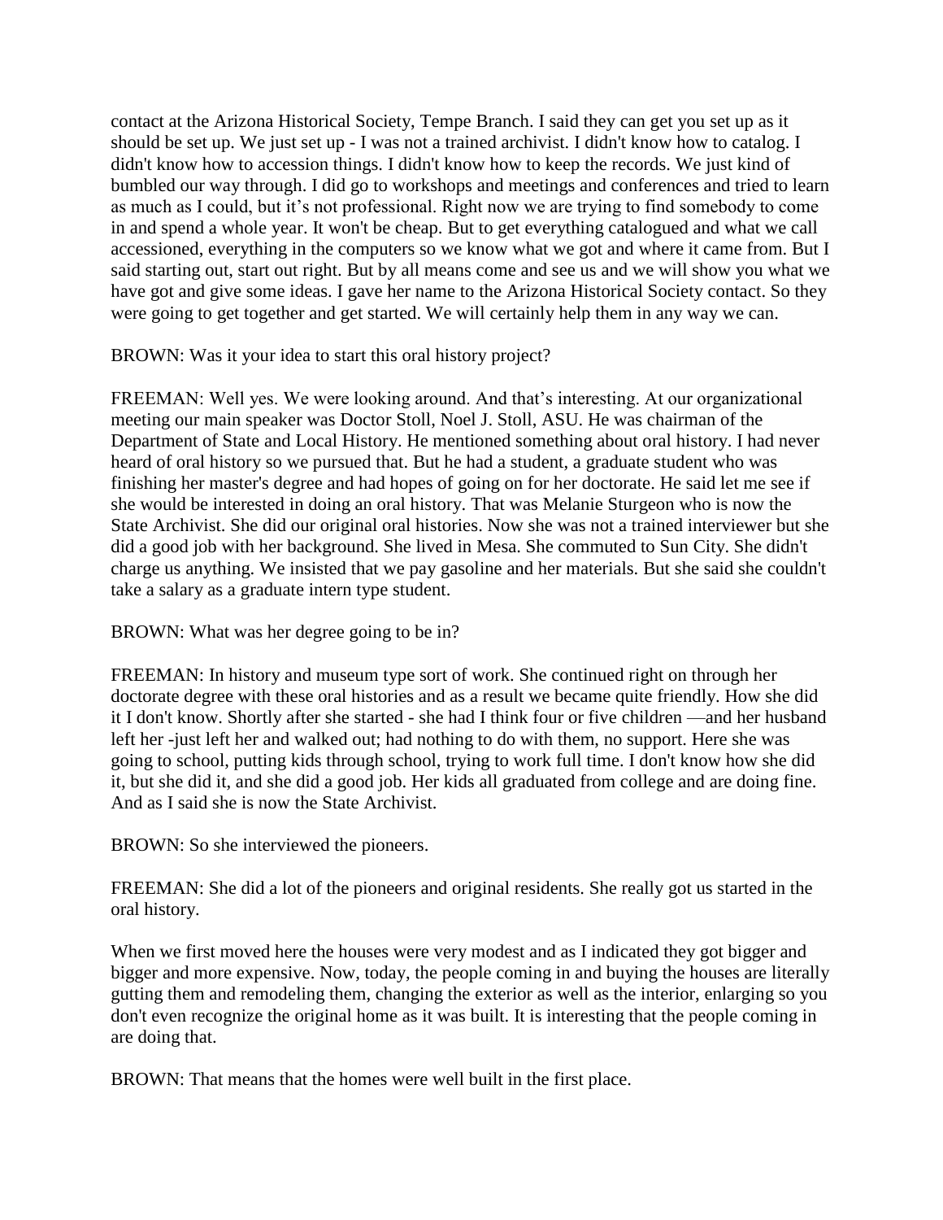contact at the Arizona Historical Society, Tempe Branch. I said they can get you set up as it should be set up. We just set up - I was not a trained archivist. I didn't know how to catalog. I didn't know how to accession things. I didn't know how to keep the records. We just kind of bumbled our way through. I did go to workshops and meetings and conferences and tried to learn as much as I could, but it's not professional. Right now we are trying to find somebody to come in and spend a whole year. It won't be cheap. But to get everything catalogued and what we call accessioned, everything in the computers so we know what we got and where it came from. But I said starting out, start out right. But by all means come and see us and we will show you what we have got and give some ideas. I gave her name to the Arizona Historical Society contact. So they were going to get together and get started. We will certainly help them in any way we can.

BROWN: Was it your idea to start this oral history project?

FREEMAN: Well yes. We were looking around. And that's interesting. At our organizational meeting our main speaker was Doctor Stoll, Noel J. Stoll, ASU. He was chairman of the Department of State and Local History. He mentioned something about oral history. I had never heard of oral history so we pursued that. But he had a student, a graduate student who was finishing her master's degree and had hopes of going on for her doctorate. He said let me see if she would be interested in doing an oral history. That was Melanie Sturgeon who is now the State Archivist. She did our original oral histories. Now she was not a trained interviewer but she did a good job with her background. She lived in Mesa. She commuted to Sun City. She didn't charge us anything. We insisted that we pay gasoline and her materials. But she said she couldn't take a salary as a graduate intern type student.

BROWN: What was her degree going to be in?

FREEMAN: In history and museum type sort of work. She continued right on through her doctorate degree with these oral histories and as a result we became quite friendly. How she did it I don't know. Shortly after she started - she had I think four or five children —and her husband left her -just left her and walked out; had nothing to do with them, no support. Here she was going to school, putting kids through school, trying to work full time. I don't know how she did it, but she did it, and she did a good job. Her kids all graduated from college and are doing fine. And as I said she is now the State Archivist.

BROWN: So she interviewed the pioneers.

FREEMAN: She did a lot of the pioneers and original residents. She really got us started in the oral history.

When we first moved here the houses were very modest and as I indicated they got bigger and bigger and more expensive. Now, today, the people coming in and buying the houses are literally gutting them and remodeling them, changing the exterior as well as the interior, enlarging so you don't even recognize the original home as it was built. It is interesting that the people coming in are doing that.

BROWN: That means that the homes were well built in the first place.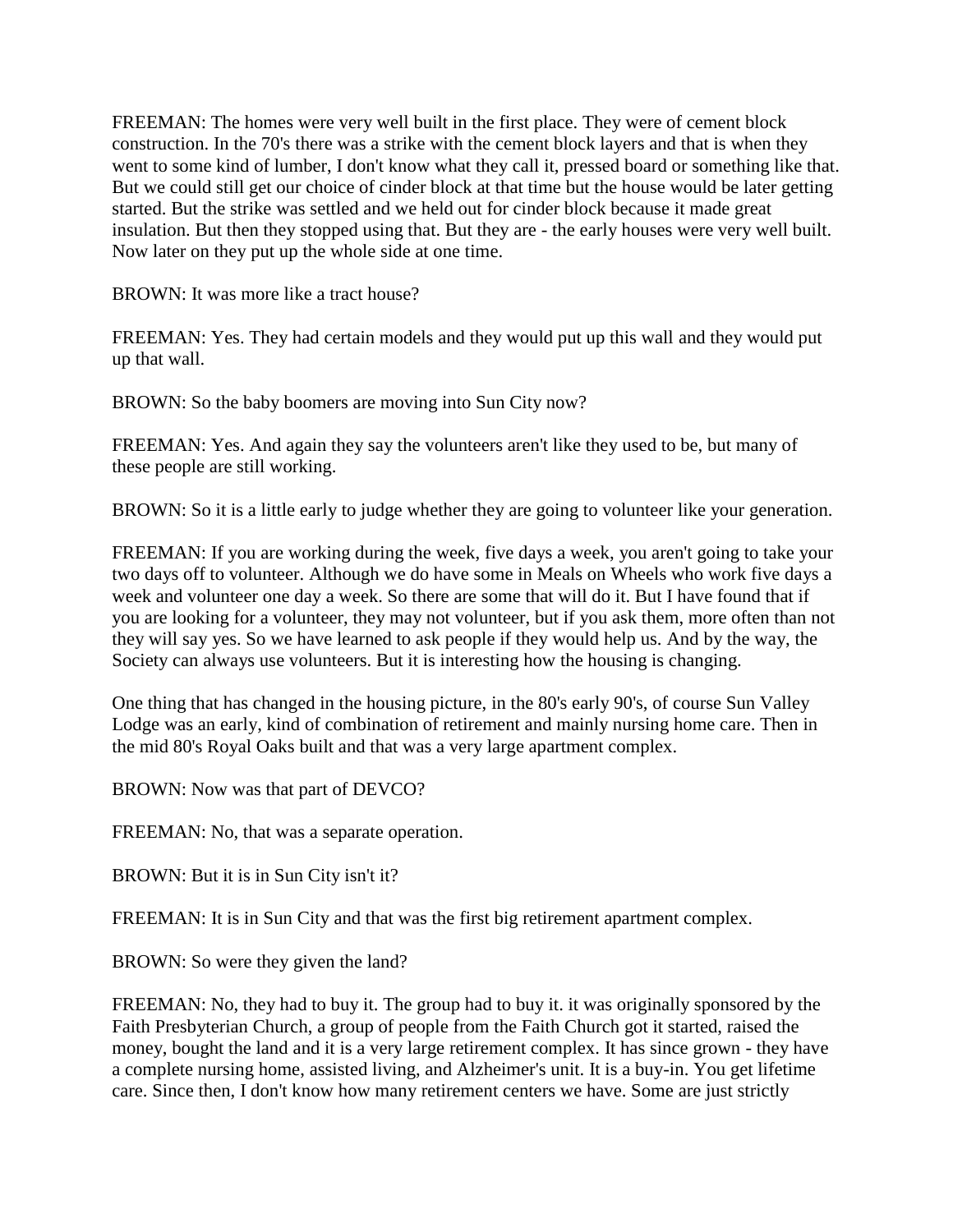FREEMAN: The homes were very well built in the first place. They were of cement block construction. In the 70's there was a strike with the cement block layers and that is when they went to some kind of lumber, I don't know what they call it, pressed board or something like that. But we could still get our choice of cinder block at that time but the house would be later getting started. But the strike was settled and we held out for cinder block because it made great insulation. But then they stopped using that. But they are - the early houses were very well built. Now later on they put up the whole side at one time.

BROWN: It was more like a tract house?

FREEMAN: Yes. They had certain models and they would put up this wall and they would put up that wall.

BROWN: So the baby boomers are moving into Sun City now?

FREEMAN: Yes. And again they say the volunteers aren't like they used to be, but many of these people are still working.

BROWN: So it is a little early to judge whether they are going to volunteer like your generation.

FREEMAN: If you are working during the week, five days a week, you aren't going to take your two days off to volunteer. Although we do have some in Meals on Wheels who work five days a week and volunteer one day a week. So there are some that will do it. But I have found that if you are looking for a volunteer, they may not volunteer, but if you ask them, more often than not they will say yes. So we have learned to ask people if they would help us. And by the way, the Society can always use volunteers. But it is interesting how the housing is changing.

One thing that has changed in the housing picture, in the 80's early 90's, of course Sun Valley Lodge was an early, kind of combination of retirement and mainly nursing home care. Then in the mid 80's Royal Oaks built and that was a very large apartment complex.

BROWN: Now was that part of DEVCO?

FREEMAN: No, that was a separate operation.

BROWN: But it is in Sun City isn't it?

FREEMAN: It is in Sun City and that was the first big retirement apartment complex.

BROWN: So were they given the land?

FREEMAN: No, they had to buy it. The group had to buy it. it was originally sponsored by the Faith Presbyterian Church, a group of people from the Faith Church got it started, raised the money, bought the land and it is a very large retirement complex. It has since grown - they have a complete nursing home, assisted living, and Alzheimer's unit. It is a buy-in. You get lifetime care. Since then, I don't know how many retirement centers we have. Some are just strictly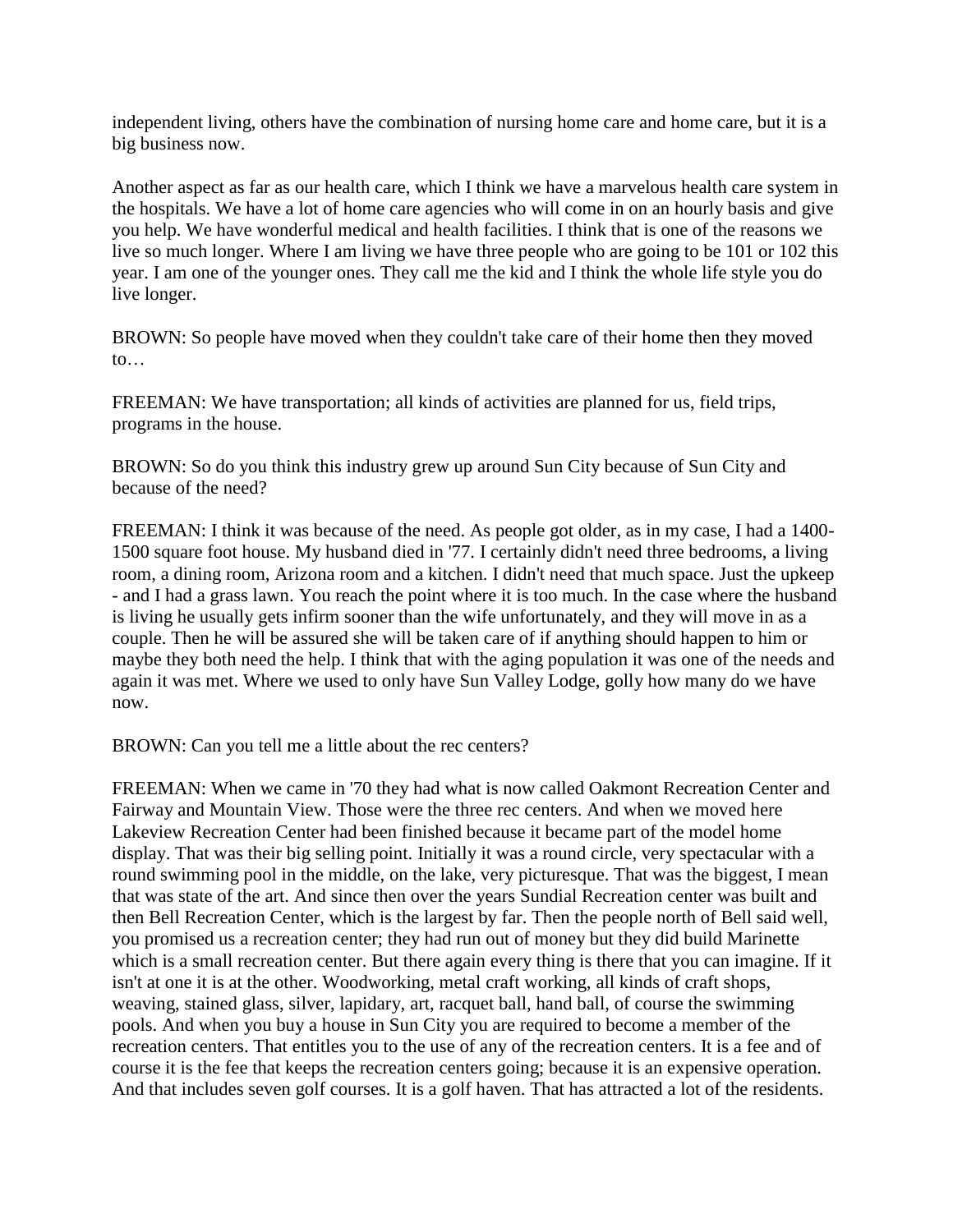independent living, others have the combination of nursing home care and home care, but it is a big business now.

Another aspect as far as our health care, which I think we have a marvelous health care system in the hospitals. We have a lot of home care agencies who will come in on an hourly basis and give you help. We have wonderful medical and health facilities. I think that is one of the reasons we live so much longer. Where I am living we have three people who are going to be 101 or 102 this year. I am one of the younger ones. They call me the kid and I think the whole life style you do live longer.

BROWN: So people have moved when they couldn't take care of their home then they moved to…

FREEMAN: We have transportation; all kinds of activities are planned for us, field trips, programs in the house.

BROWN: So do you think this industry grew up around Sun City because of Sun City and because of the need?

FREEMAN: I think it was because of the need. As people got older, as in my case, I had a 1400-1500 square foot house. My husband died in '77. I certainly didn't need three bedrooms, a living room, a dining room, Arizona room and a kitchen. I didn't need that much space. Just the upkeep - and I had a grass lawn. You reach the point where it is too much. In the case where the husband is living he usually gets infirm sooner than the wife unfortunately, and they will move in as a couple. Then he will be assured she will be taken care of if anything should happen to him or maybe they both need the help. I think that with the aging population it was one of the needs and again it was met. Where we used to only have Sun Valley Lodge, golly how many do we have now.

BROWN: Can you tell me a little about the rec centers?

FREEMAN: When we came in '70 they had what is now called Oakmont Recreation Center and Fairway and Mountain View. Those were the three rec centers. And when we moved here Lakeview Recreation Center had been finished because it became part of the model home display. That was their big selling point. Initially it was a round circle, very spectacular with a round swimming pool in the middle, on the lake, very picturesque. That was the biggest, I mean that was state of the art. And since then over the years Sundial Recreation center was built and then Bell Recreation Center, which is the largest by far. Then the people north of Bell said well, you promised us a recreation center; they had run out of money but they did build Marinette which is a small recreation center. But there again every thing is there that you can imagine. If it isn't at one it is at the other. Woodworking, metal craft working, all kinds of craft shops, weaving, stained glass, silver, lapidary, art, racquet ball, hand ball, of course the swimming pools. And when you buy a house in Sun City you are required to become a member of the recreation centers. That entitles you to the use of any of the recreation centers. It is a fee and of course it is the fee that keeps the recreation centers going; because it is an expensive operation. And that includes seven golf courses. It is a golf haven. That has attracted a lot of the residents.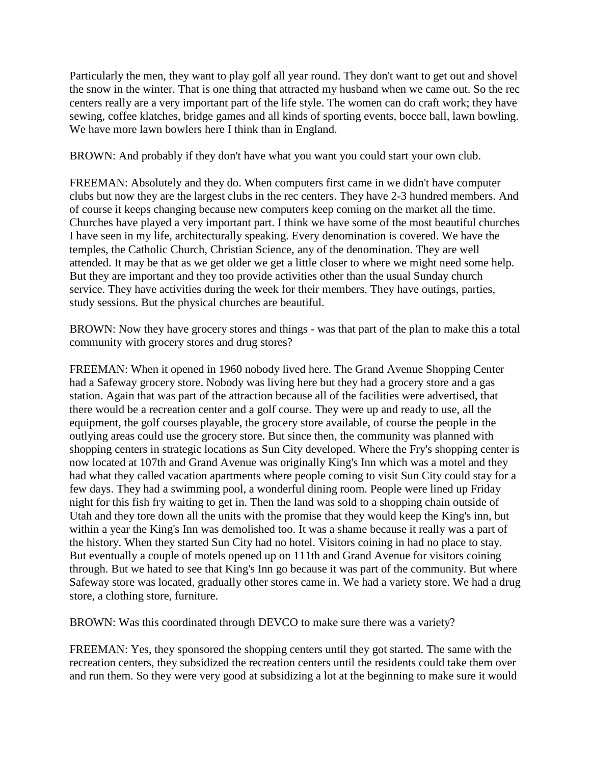Particularly the men, they want to play golf all year round. They don't want to get out and shovel the snow in the winter. That is one thing that attracted my husband when we came out. So the rec centers really are a very important part of the life style. The women can do craft work; they have sewing, coffee klatches, bridge games and all kinds of sporting events, bocce ball, lawn bowling. We have more lawn bowlers here I think than in England.

BROWN: And probably if they don't have what you want you could start your own club.

FREEMAN: Absolutely and they do. When computers first came in we didn't have computer clubs but now they are the largest clubs in the rec centers. They have 2-3 hundred members. And of course it keeps changing because new computers keep coming on the market all the time. Churches have played a very important part. I think we have some of the most beautiful churches I have seen in my life, architecturally speaking. Every denomination is covered. We have the temples, the Catholic Church, Christian Science, any of the denomination. They are well attended. It may be that as we get older we get a little closer to where we might need some help. But they are important and they too provide activities other than the usual Sunday church service. They have activities during the week for their members. They have outings, parties, study sessions. But the physical churches are beautiful.

BROWN: Now they have grocery stores and things - was that part of the plan to make this a total community with grocery stores and drug stores?

FREEMAN: When it opened in 1960 nobody lived here. The Grand Avenue Shopping Center had a Safeway grocery store. Nobody was living here but they had a grocery store and a gas station. Again that was part of the attraction because all of the facilities were advertised, that there would be a recreation center and a golf course. They were up and ready to use, all the equipment, the golf courses playable, the grocery store available, of course the people in the outlying areas could use the grocery store. But since then, the community was planned with shopping centers in strategic locations as Sun City developed. Where the Fry's shopping center is now located at 107th and Grand Avenue was originally King's Inn which was a motel and they had what they called vacation apartments where people coming to visit Sun City could stay for a few days. They had a swimming pool, a wonderful dining room. People were lined up Friday night for this fish fry waiting to get in. Then the land was sold to a shopping chain outside of Utah and they tore down all the units with the promise that they would keep the King's inn, but within a year the King's Inn was demolished too. It was a shame because it really was a part of the history. When they started Sun City had no hotel. Visitors coining in had no place to stay. But eventually a couple of motels opened up on 111th and Grand Avenue for visitors coining through. But we hated to see that King's Inn go because it was part of the community. But where Safeway store was located, gradually other stores came in. We had a variety store. We had a drug store, a clothing store, furniture.

BROWN: Was this coordinated through DEVCO to make sure there was a variety?

FREEMAN: Yes, they sponsored the shopping centers until they got started. The same with the recreation centers, they subsidized the recreation centers until the residents could take them over and run them. So they were very good at subsidizing a lot at the beginning to make sure it would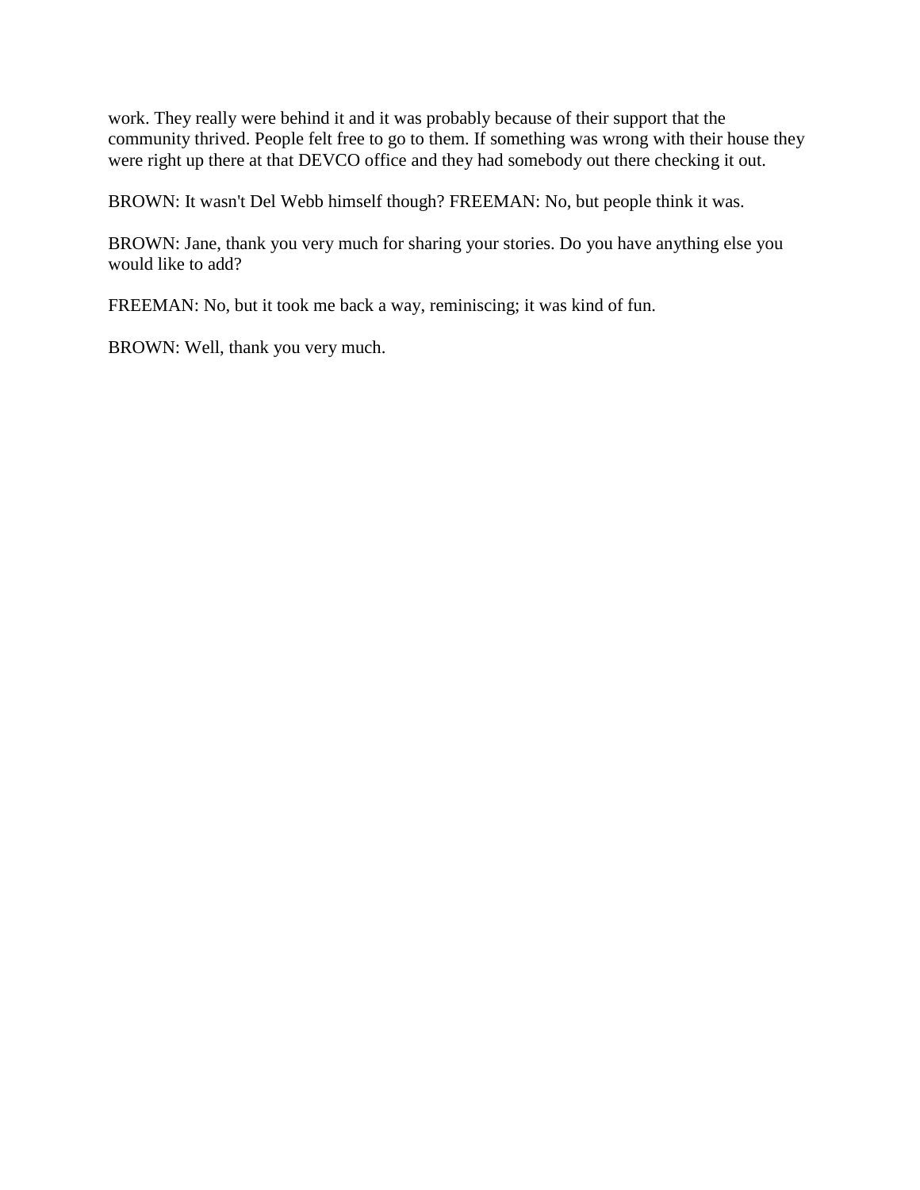work. They really were behind it and it was probably because of their support that the community thrived. People felt free to go to them. If something was wrong with their house they were right up there at that DEVCO office and they had somebody out there checking it out.

BROWN: It wasn't Del Webb himself though? FREEMAN: No, but people think it was.

BROWN: Jane, thank you very much for sharing your stories. Do you have anything else you would like to add?

FREEMAN: No, but it took me back a way, reminiscing; it was kind of fun.

BROWN: Well, thank you very much.